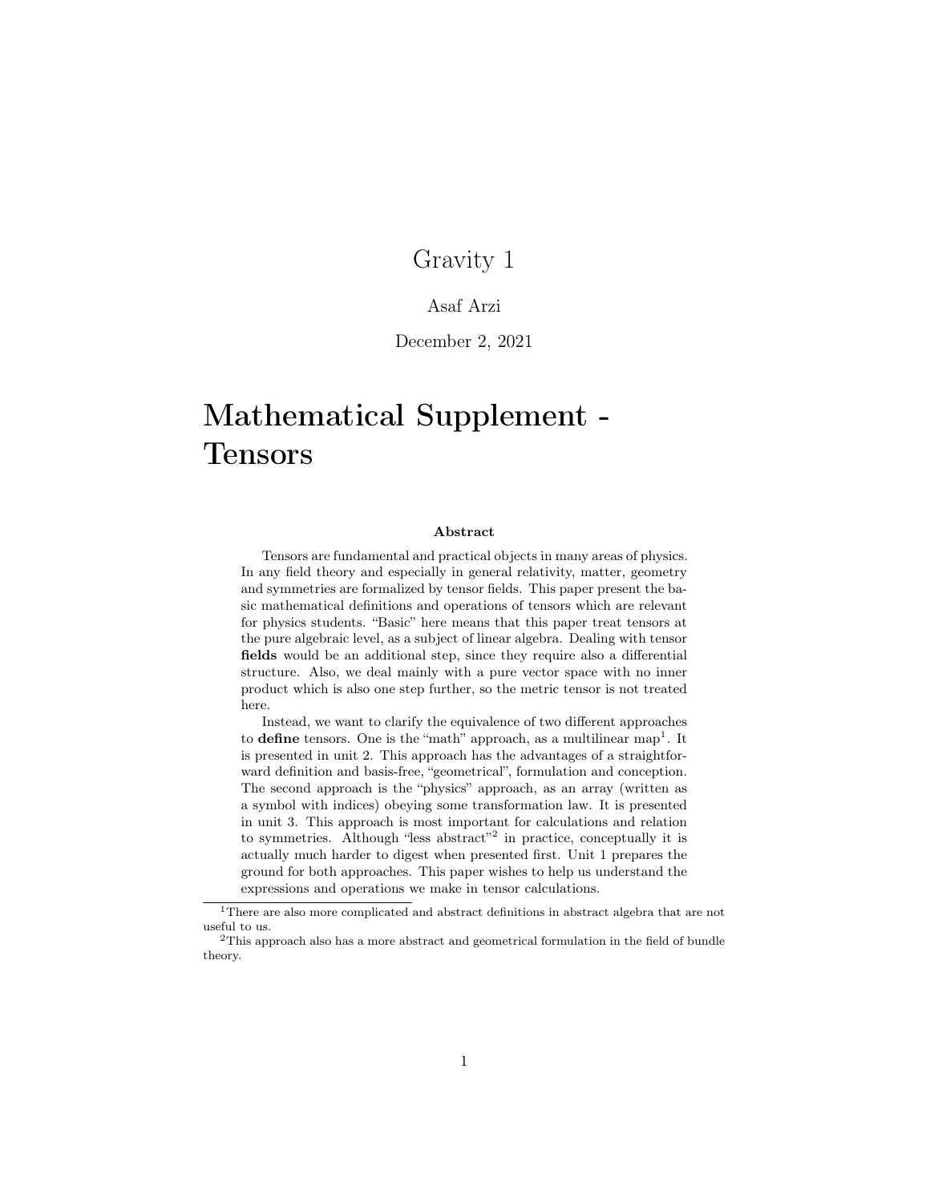# Gravity 1

Asaf Arzi

December 2, 2021

# Mathematical Supplement - Tensors

**Abstract**

Tensors are fundamental and practical objects in many areas of physics. In any field theory and especially in general relativity, matter, geometry and symmetries are formalized by tensor fields. This paper present the basic mathematical definitions and operations of tensors which are relevant for physics students. "Basic" here means that this paper treat tensors at the pure algebraic level, as a subject of linear algebra. Dealing with tensor **fields** would be an additional step, since they require also a differential structure. Also, we deal mainly with a pure vector space with no inner product which is also one step further, so the metric tensor is not treated here.

Instead, we want to clarify the equivalence of two different approaches to **define** tensors. One is the "math" approach, as a multilinear map[1]. It is presented in unit 2. This approach has the advantages of a straightforward definition and basis-free, "geometrical", formulation and conception. The second approach is the "physics" approach, as an array (written as a symbol with indices) obeying some transformation law. It is presented in unit 3. This approach is most important for calculations and relation to symmetries. Although "less abstract"[2] in practice, conceptually it is actually much harder to digest when presented first. Unit 1 prepares the ground for both approaches. This paper wishes to help us understand the expressions and operations we make in tensor calculations.

[1] There are also more complicated and abstract definitions in abstract algebra that are not useful to us.

[2] This approach also has a more abstract and geometrical formulation in the field of bundle theory.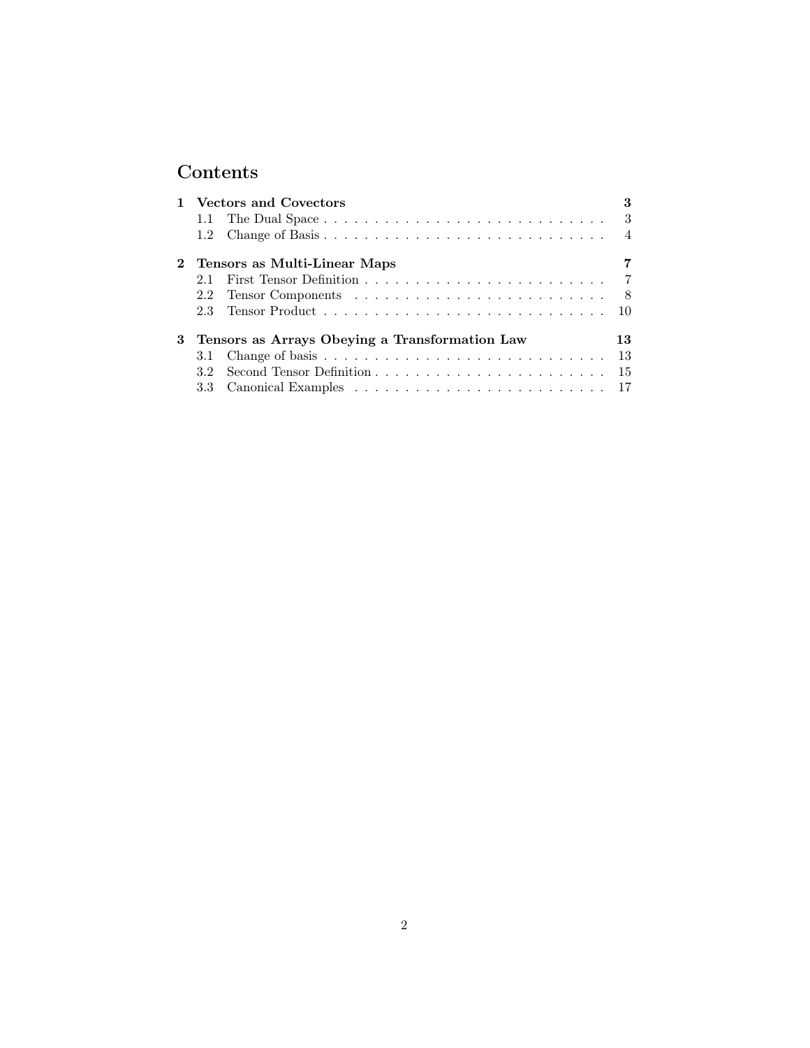# Contents

**1 Vectors and Covectors** — **3**
- 1.1 The Dual Space — 3
- 1.2 Change of Basis — 4

**2 Tensors as Multi-Linear Maps** — **7**
- 2.1 First Tensor Definition — 7
- 2.2 Tensor Components — 8
- 2.3 Tensor Product — 10

**3 Tensors as Arrays Obeying a Transformation Law** — **13**
- 3.1 Change of basis — 13
- 3.2 Second Tensor Definition — 15
- 3.3 Canonical Examples — 17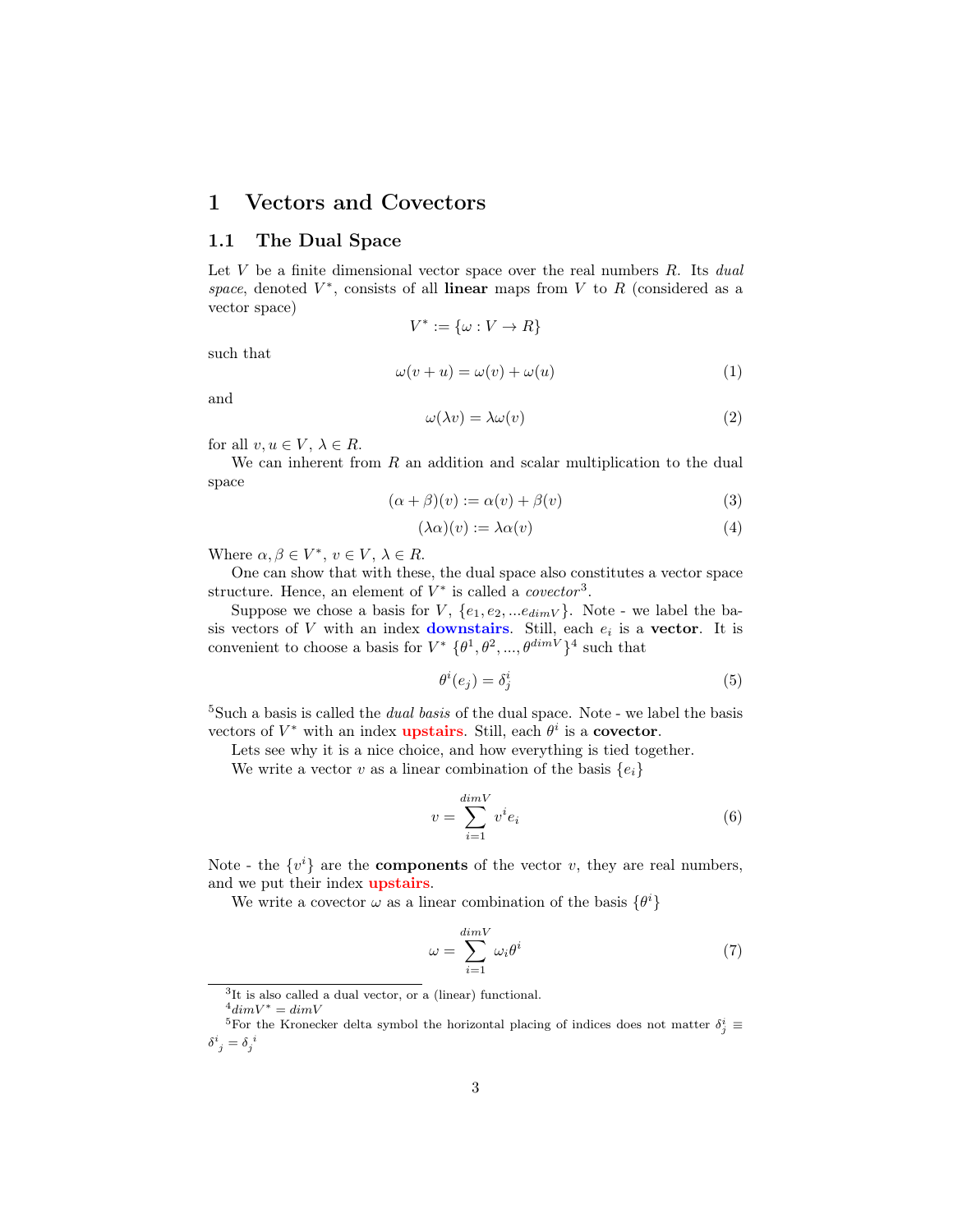# 1 Vectors and Covectors

## 1.1 The Dual Space

Let $V$ be a finite dimensional vector space over the real numbers $R$. Its *dual space*, denoted $V^*$, consists of all **linear** maps from $V$ to $R$ (considered as a vector space)

$$V^* := \{\omega : V \to R\}$$

such that

$$\omega(v + u) = \omega(v) + \omega(u) \tag{1}$$

and

$$\omega(\lambda v) = \lambda \omega(v) \tag{2}$$

for all $v, u \in V$, $\lambda \in R$.

We can inherent from $R$ an addition and scalar multiplication to the dual space

$$(\alpha + \beta)(v) := \alpha(v) + \beta(v) \tag{3}$$

$$(\lambda \alpha)(v) := \lambda \alpha(v) \tag{4}$$

Where $\alpha, \beta \in V^*$, $v \in V$, $\lambda \in R$.

One can show that with these, the dual space also constitutes a vector space structure. Hence, an element of $V^*$ is called a *covector*[3].

Suppose we chose a basis for $V$, $\{e_1, e_2, ...e_{dimV}\}$. Note - we label the basis vectors of $V$ with an index **downstairs**. Still, each $e_i$ is a **vector**. It is convenient to choose a basis for $V^*$ $\{\theta^1, \theta^2, ..., \theta^{dimV}\}$[4] such that

$$\theta^i(e_j) = \delta^i_j \tag{5}$$

[5]Such a basis is called the *dual basis* of the dual space. Note - we label the basis vectors of $V^*$ with an index **upstairs**. Still, each $\theta^i$ is a **covector**.

Lets see why it is a nice choice, and how everything is tied together.

We write a vector $v$ as a linear combination of the basis $\{e_i\}$

$$v = \sum_{i=1}^{dimV} v^i e_i \tag{6}$$

Note - the $\{v^i\}$ are the **components** of the vector $v$, they are real numbers, and we put their index **upstairs**.

We write a covector $\omega$ as a linear combination of the basis $\{\theta^i\}$

$$\omega = \sum_{i=1}^{dimV} \omega_i \theta^i \tag{7}$$

---

[3] It is also called a dual vector, or a (linear) functional.

[4] $dimV^* = dimV$

[5] For the Kronecker delta symbol the horizontal placing of indices does not matter $\delta^i_j \equiv \delta^i{}_j = \delta_j{}^i$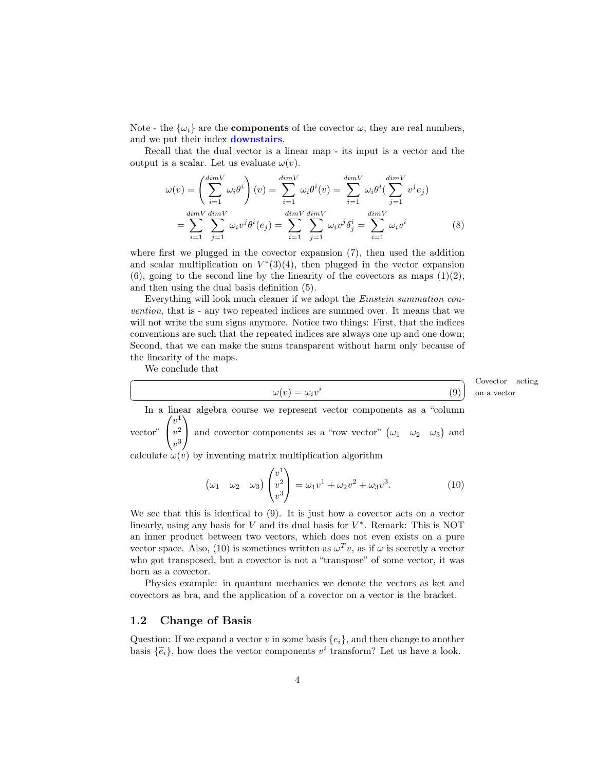Note - the $\{\omega_i\}$ are the **components** of the covector $\omega$, they are real numbers, and we put their index **downstairs**.

Recall that the dual vector is a linear map - its input is a vector and the output is a scalar. Let us evaluate $\omega(v)$.

$$
\begin{aligned}
\omega(v) &= \left( \sum_{i=1}^{dimV} \omega_i \theta^i \right)(v) = \sum_{i=1}^{dimV} \omega_i \theta^i(v) = \sum_{i=1}^{dimV} \omega_i \theta^i\left(\sum_{j=1}^{dimV} v^j e_j\right) \\
&= \sum_{i=1}^{dimV} \sum_{j=1}^{dimV} \omega_i v^j \theta^i(e_j) = \sum_{i=1}^{dimV} \sum_{j=1}^{dimV} \omega_i v^j \delta^i_j = \sum_{i=1}^{dimV} \omega_i v^i
\end{aligned}
\tag{8}
$$

where first we plugged in the covector expansion (7), then used the addition and scalar multiplication on $V^*$(3)(4), then plugged in the vector expansion (6), going to the second line by the linearity of the covectors as maps (1)(2), and then using the dual basis definition (5).

Everything will look much cleaner if we adopt the *Einstein summation convention*, that is - any two repeated indices are summed over. It means that we will not write the sum signs anymore. Notice two things: First, that the indices conventions are such that the repeated indices are always one up and one down; Second, that we can make the sums transparent without harm only because of the linearity of the maps.

We conclude that

Covector acting on a vector

$$
\omega(v) = \omega_i v^i \tag{9}
$$

In a linear algebra course we represent vector components as a "column vector" $\begin{pmatrix} v^1 \\ v^2 \\ v^3 \end{pmatrix}$ and covector components as a "row vector" $\begin{pmatrix} \omega_1 & \omega_2 & \omega_3 \end{pmatrix}$ and calculate $\omega(v)$ by inventing matrix multiplication algorithm

$$
\begin{pmatrix} \omega_1 & \omega_2 & \omega_3 \end{pmatrix} \begin{pmatrix} v^1 \\ v^2 \\ v^3 \end{pmatrix} = \omega_1 v^1 + \omega_2 v^2 + \omega_3 v^3. \tag{10}
$$

We see that this is identical to (9). It is just how a covector acts on a vector linearly, using any basis for $V$ and its dual basis for $V^*$. Remark: This is NOT an inner product between two vectors, which does not even exists on a pure vector space. Also, (10) is sometimes written as $\omega^T v$, as if $\omega$ is secretly a vector who got transposed, but a covector is not a "transpose" of some vector, it was born as a covector.

Physics example: in quantum mechanics we denote the vectors as ket and covectors as bra, and the application of a covector on a vector is the bracket.

## 1.2 Change of Basis

Question: If we expand a vector $v$ in some basis $\{e_i\}$, and then change to another basis $\{\tilde{e}_i\}$, how does the vector components $v^i$ transform? Let us have a look.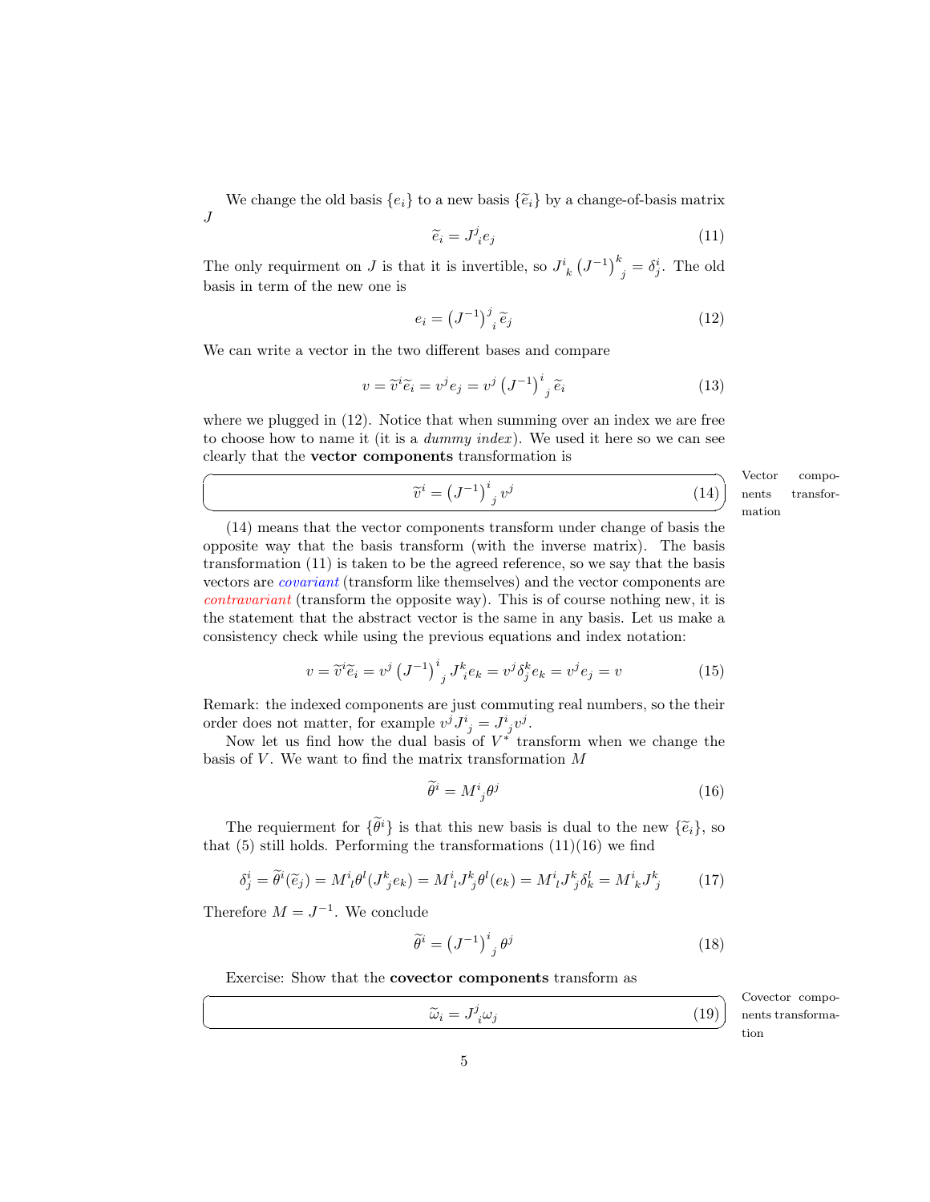We change the old basis $\{e_i\}$ to a new basis $\{\widetilde{e}_i\}$ by a change-of-basis matrix $J$

$$\widetilde{e}_i = J^j{}_i e_j \tag{11}$$

The only requirment on $J$ is that it is invertible, so $J^i{}_k \left(J^{-1}\right)^k{}_j = \delta^i_j$. The old basis in term of the new one is

$$e_i = \left(J^{-1}\right)^j{}_i \widetilde{e}_j \tag{12}$$

We can write a vector in the two different bases and compare

$$v = \widetilde{v}^i \widetilde{e}_i = v^j e_j = v^j \left(J^{-1}\right)^i{}_j \widetilde{e}_i \tag{13}$$

where we plugged in (12). Notice that when summing over an index we are free to choose how to name it (it is a *dummy index*). We used it here so we can see clearly that the **vector components** transformation is

$$\boxed{\widetilde{v}^i = \left(J^{-1}\right)^i{}_j v^j} \tag{14}$$

Vector components transformation

(14) means that the vector components transform under change of basis the opposite way that the basis transform (with the inverse matrix). The basis transformation (11) is taken to be the agreed reference, so we say that the basis vectors are *covariant* (transform like themselves) and the vector components are *contravariant* (transform the opposite way). This is of course nothing new, it is the statement that the abstract vector is the same in any basis. Let us make a consistency check while using the previous equations and index notation:

$$v = \widetilde{v}^i \widetilde{e}_i = v^j \left(J^{-1}\right)^i{}_j J^k{}_i e_k = v^j \delta^k_j e_k = v^j e_j = v \tag{15}$$

Remark: the indexed components are just commuting real numbers, so the their order does not matter, for example $v^j J^i{}_j = J^i{}_j v^j$.

Now let us find how the dual basis of $V^*$ transform when we change the basis of $V$. We want to find the matrix transformation $M$

$$\widetilde{\theta}^i = M^i{}_j \theta^j \tag{16}$$

The requierment for $\{\widetilde{\theta}^i\}$ is that this new basis is dual to the new $\{\widetilde{e}_i\}$, so that (5) still holds. Performing the transformations (11)(16) we find

$$\delta^i_j = \widetilde{\theta}^i(\widetilde{e}_j) = M^i{}_l \theta^l (J^k{}_j e_k) = M^i{}_l J^k{}_j \theta^l(e_k) = M^i{}_l J^k{}_j \delta^l_k = M^i{}_k J^k{}_j \tag{17}$$

Therefore $M = J^{-1}$. We conclude

$$\widetilde{\theta}^i = \left(J^{-1}\right)^i{}_j \theta^j \tag{18}$$

Exercise: Show that the **covector components** transform as

$$\boxed{\widetilde{\omega}_i = J^j{}_i \omega_j} \tag{19}$$

Covector components transformation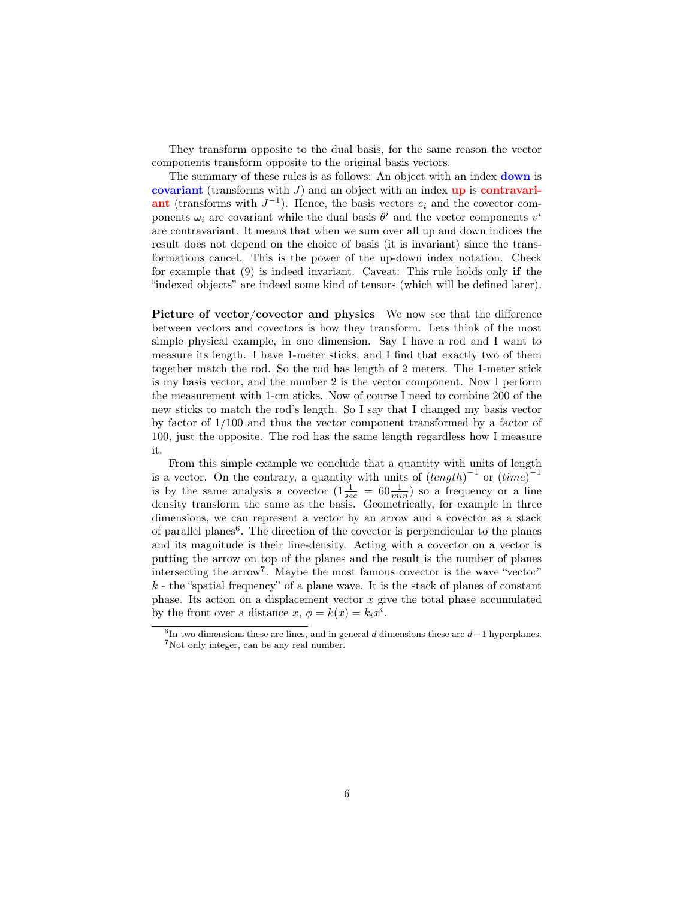They transform opposite to the dual basis, for the same reason the vector components transform opposite to the original basis vectors.

The summary of these rules is as follows: An object with an index **down** is **covariant** (transforms with $J$) and an object with an index **up** is **contravariant** (transforms with $J^{-1}$). Hence, the basis vectors $e_i$ and the covector components $\omega_i$ are covariant while the dual basis $\theta^i$ and the vector components $v^i$ are contravariant. It means that when we sum over all up and down indices the result does not depend on the choice of basis (it is invariant) since the transformations cancel. This is the power of the up-down index notation. Check for example that (9) is indeed invariant. Caveat: This rule holds only **if** the "indexed objects" are indeed some kind of tensors (which will be defined later).

**Picture of vector/covector and physics** We now see that the difference between vectors and covectors is how they transform. Lets think of the most simple physical example, in one dimension. Say I have a rod and I want to measure its length. I have 1-meter sticks, and I find that exactly two of them together match the rod. So the rod has length of 2 meters. The 1-meter stick is my basis vector, and the number 2 is the vector component. Now I perform the measurement with 1-cm sticks. Now of course I need to combine 200 of the new sticks to match the rod's length. So I say that I changed my basis vector by factor of 1/100 and thus the vector component transformed by a factor of 100, just the opposite. The rod has the same length regardless how I measure it.

From this simple example we conclude that a quantity with units of length is a vector. On the contrary, a quantity with units of $(length)^{-1}$ or $(time)^{-1}$ is by the same analysis a covector ($1\frac{1}{sec} = 60\frac{1}{min}$) so a frequency or a line density transform the same as the basis. Geometrically, for example in three dimensions, we can represent a vector by an arrow and a covector as a stack of parallel planes[6]. The direction of the covector is perpendicular to the planes and its magnitude is their line-density. Acting with a covector on a vector is putting the arrow on top of the planes and the result is the number of planes intersecting the arrow[7]. Maybe the most famous covector is the wave "vector" $k$ - the "spatial frequency" of a plane wave. It is the stack of planes of constant phase. Its action on a displacement vector $x$ give the total phase accumulated by the front over a distance $x$, $\phi = k(x) = k_i x^i$.

[6] In two dimensions these are lines, and in general $d$ dimensions these are $d-1$ hyperplanes.

[7] Not only integer, can be any real number.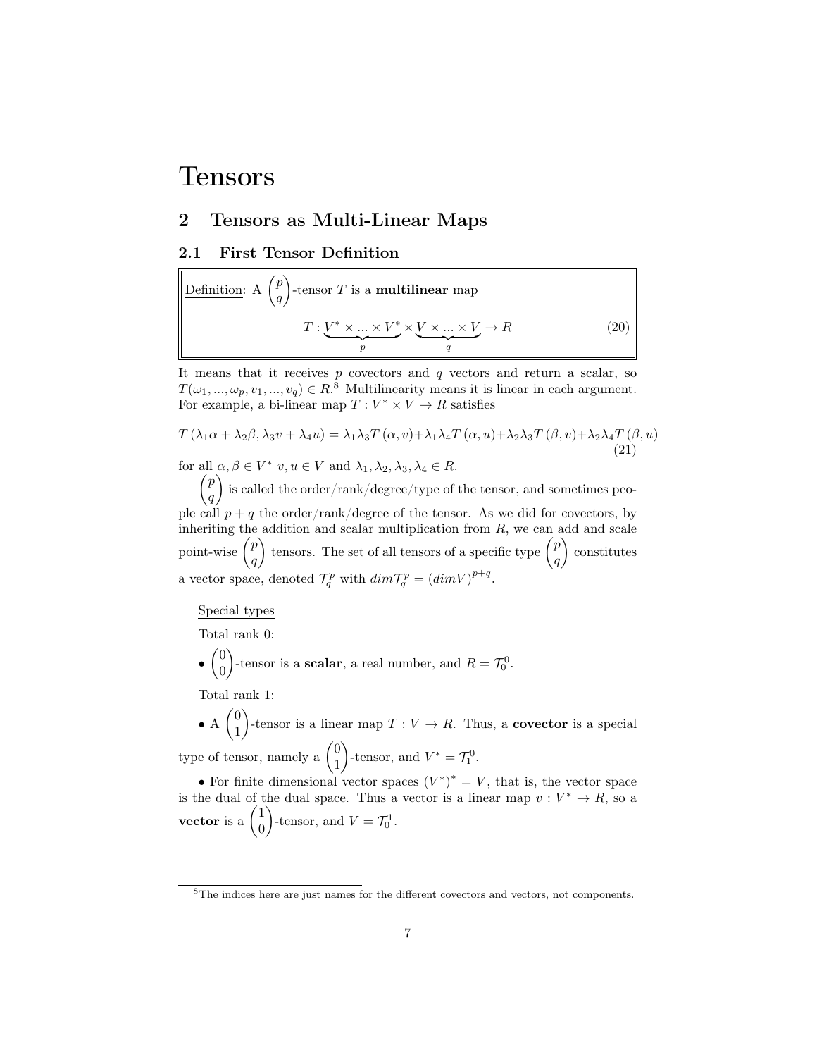# Tensors

## 2 Tensors as Multi-Linear Maps

### 2.1 First Tensor Definition

Definition: A $\binom{p}{q}$-tensor $T$ is a **multilinear** map

$$T : \underbrace{V^* \times ... \times V^*}_{p} \times \underbrace{V \times ... \times V}_{q} \to R \tag{20}$$

It means that it receives $p$ covectors and $q$ vectors and return a scalar, so $T(\omega_1, ..., \omega_p, v_1, ..., v_q) \in R$.[8] Multilinearity means it is linear in each argument. For example, a bi-linear map $T : V^* \times V \to R$ satisfies

$$T\left(\lambda_1 \alpha + \lambda_2 \beta, \lambda_3 v + \lambda_4 u\right) = \lambda_1 \lambda_3 T\left(\alpha, v\right) + \lambda_1 \lambda_4 T\left(\alpha, u\right) + \lambda_2 \lambda_3 T\left(\beta, v\right) + \lambda_2 \lambda_4 T\left(\beta, u\right) \tag{21}$$

for all $\alpha, \beta \in V^*$ $v, u \in V$ and $\lambda_1, \lambda_2, \lambda_3, \lambda_4 \in R$.

$\binom{p}{q}$ is called the order/rank/degree/type of the tensor, and sometimes people call $p+q$ the order/rank/degree of the tensor. As we did for covectors, by inheriting the addition and scalar multiplication from $R$, we can add and scale point-wise $\binom{p}{q}$ tensors. The set of all tensors of a specific type $\binom{p}{q}$ constitutes a vector space, denoted $\mathcal{T}^p_q$ with $dim \mathcal{T}^p_q = (dim V)^{p+q}$.

Special types

Total rank 0:

- $\binom{0}{0}$-tensor is a **scalar**, a real number, and $R = \mathcal{T}^0_0$.

Total rank 1:

- A $\binom{0}{1}$-tensor is a linear map $T : V \to R$. Thus, a **covector** is a special type of tensor, namely a $\binom{0}{1}$-tensor, and $V^* = \mathcal{T}^0_1$.

- For finite dimensional vector spaces $(V^*)^* = V$, that is, the vector space is the dual of the dual space. Thus a vector is a linear map $v : V^* \to R$, so a **vector** is a $\binom{1}{0}$-tensor, and $V = \mathcal{T}^1_0$.

[8] The indices here are just names for the different covectors and vectors, not components.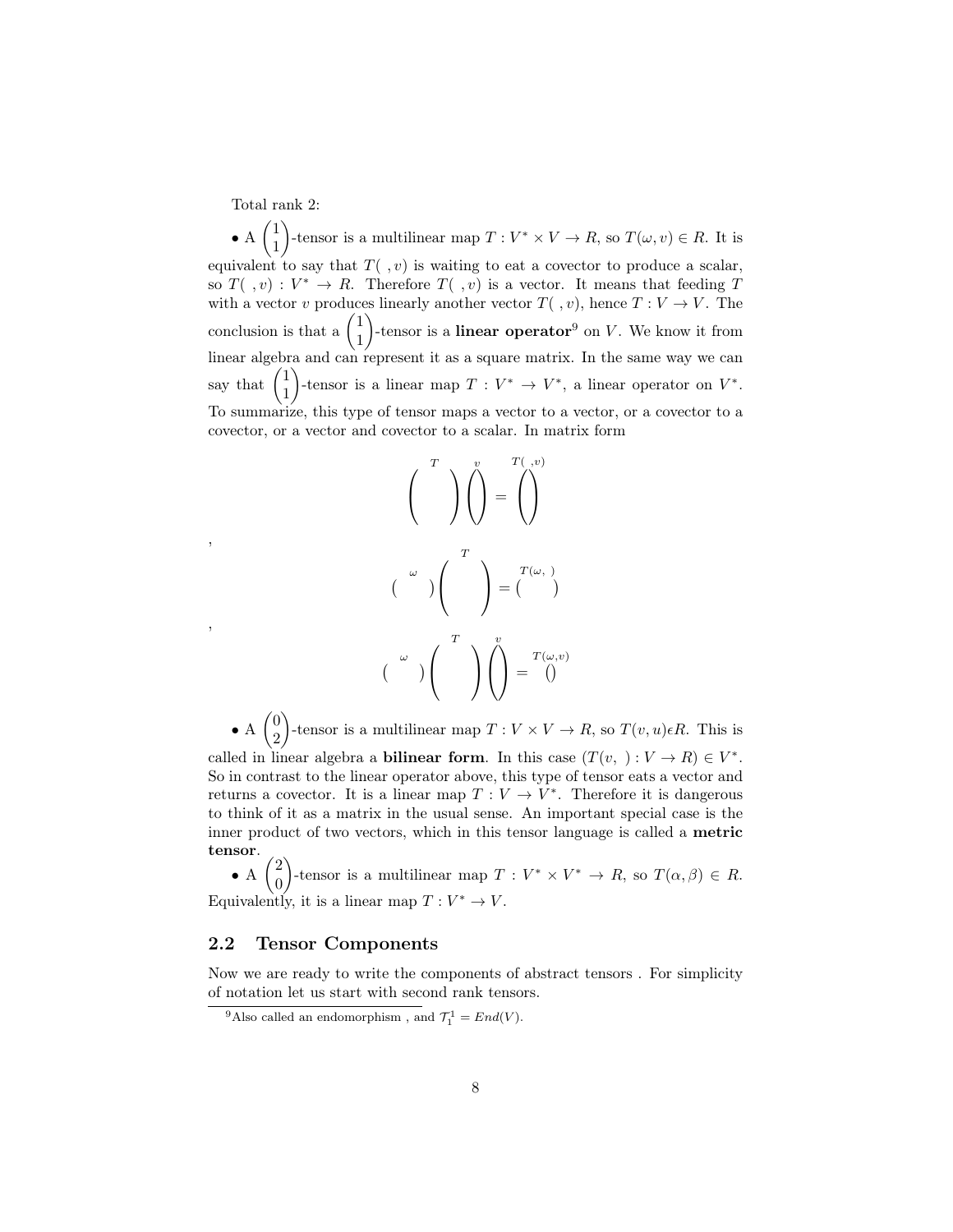Total rank 2:

• A $\begin{pmatrix}1\\1\end{pmatrix}$-tensor is a multilinear map $T : V^* \times V \rightarrow R$, so $T(\omega, v) \in R$. It is equivalent to say that $T(\ ,v)$ is waiting to eat a covector to produce a scalar, so $T(\ ,v) : V^* \rightarrow R$. Therefore $T(\ ,v)$ is a vector. It means that feeding $T$ with a vector $v$ produces linearly another vector $T(\ ,v)$, hence $T : V \rightarrow V$. The conclusion is that a $\begin{pmatrix}1\\1\end{pmatrix}$-tensor is a **linear operator**[9] on $V$. We know it from linear algebra and can represent it as a square matrix. In the same way we can say that $\begin{pmatrix}1\\1\end{pmatrix}$-tensor is a linear map $T : V^* \rightarrow V^*$, a linear operator on $V^*$. To summarize, this type of tensor maps a vector to a vector, or a covector to a covector, or a vector and covector to a scalar. In matrix form

$$\overset{T}{\begin{pmatrix} & & \\ & & \\ & & \end{pmatrix}} \overset{v}{\begin{pmatrix} \\ \\ \end{pmatrix}} = \overset{T(\ ,v)}{\begin{pmatrix} \\ \\ \end{pmatrix}}$$

,

$$\overset{\omega}{\begin{pmatrix} & & \end{pmatrix}} \overset{T}{\begin{pmatrix} & & \\ & & \\ & & \end{pmatrix}} = \overset{T(\omega,\ )}{\begin{pmatrix} & & \end{pmatrix}}$$

,

$$\overset{\omega}{\begin{pmatrix} & & \end{pmatrix}} \overset{T}{\begin{pmatrix} & & \\ & & \\ & & \end{pmatrix}} \overset{v}{\begin{pmatrix} \\ \\ \end{pmatrix}} = \overset{T(\omega,v)}{\begin{pmatrix} \end{pmatrix}}$$

• A $\begin{pmatrix}0\\2\end{pmatrix}$-tensor is a multilinear map $T : V \times V \rightarrow R$, so $T(v, u) \epsilon R$. This is called in linear algebra a **bilinear form**. In this case $(T(v,\ ) : V \rightarrow R) \in V^*$. So in contrast to the linear operator above, this type of tensor eats a vector and returns a covector. It is a linear map $T : V \rightarrow V^*$. Therefore it is dangerous to think of it as a matrix in the usual sense. An important special case is the inner product of two vectors, which in this tensor language is called a **metric tensor**.

• A $\begin{pmatrix}2\\0\end{pmatrix}$-tensor is a multilinear map $T : V^* \times V^* \rightarrow R$, so $T(\alpha, \beta) \in R$. Equivalently, it is a linear map $T : V^* \rightarrow V$.

## 2.2 Tensor Components

Now we are ready to write the components of abstract tensors . For simplicity of notation let us start with second rank tensors.

[9] Also called an endomorphism , and $\mathcal{T}_1^1 = End(V)$.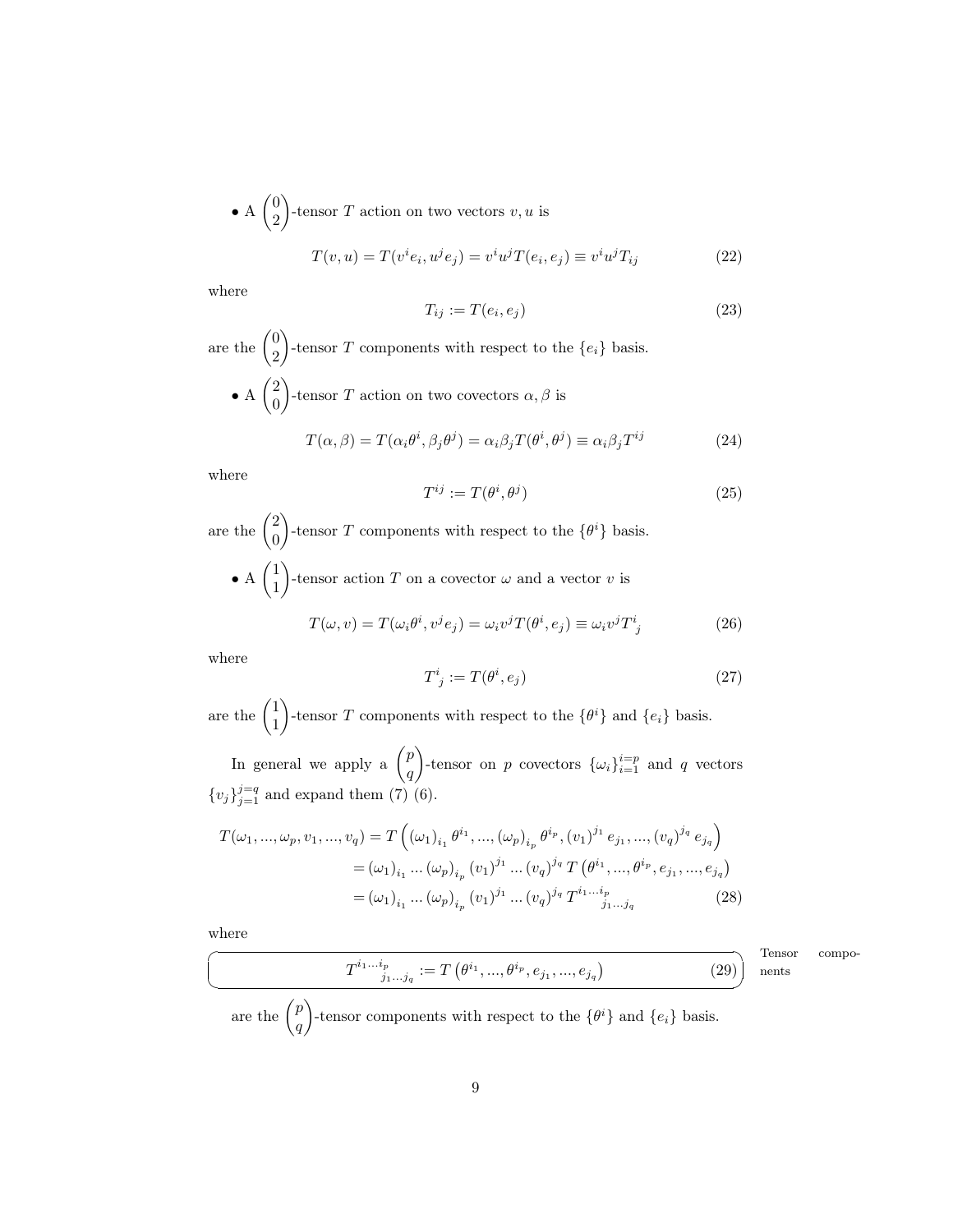- A $\begin{pmatrix} 0 \\ 2 \end{pmatrix}$-tensor $T$ action on two vectors $v, u$ is

$$T(v, u) = T(v^i e_i, u^j e_j) = v^i u^j T(e_i, e_j) \equiv v^i u^j T_{ij} \tag{22}$$

where

$$T_{ij} := T(e_i, e_j) \tag{23}$$

are the $\begin{pmatrix} 0 \\ 2 \end{pmatrix}$-tensor $T$ components with respect to the $\{e_i\}$ basis.

- A $\begin{pmatrix} 2 \\ 0 \end{pmatrix}$-tensor $T$ action on two covectors $\alpha, \beta$ is

$$T(\alpha, \beta) = T(\alpha_i \theta^i, \beta_j \theta^j) = \alpha_i \beta_j T(\theta^i, \theta^j) \equiv \alpha_i \beta_j T^{ij} \tag{24}$$

where

$$T^{ij} := T(\theta^i, \theta^j) \tag{25}$$

are the $\begin{pmatrix} 2 \\ 0 \end{pmatrix}$-tensor $T$ components with respect to the $\{\theta^i\}$ basis.

- A $\begin{pmatrix} 1 \\ 1 \end{pmatrix}$-tensor action $T$ on a covector $\omega$ and a vector $v$ is

$$T(\omega, v) = T(\omega_i \theta^i, v^j e_j) = \omega_i v^j T(\theta^i, e_j) \equiv \omega_i v^j T^i{}_j \tag{26}$$

where

$$T^i{}_j := T(\theta^i, e_j) \tag{27}$$

are the $\begin{pmatrix} 1 \\ 1 \end{pmatrix}$-tensor $T$ components with respect to the $\{\theta^i\}$ and $\{e_i\}$ basis.

In general we apply a $\begin{pmatrix} p \\ q \end{pmatrix}$-tensor on $p$ covectors $\{\omega_i\}_{i=1}^{i=p}$ and $q$ vectors $\{v_j\}_{j=1}^{j=q}$ and expand them (7) (6).

$$\begin{aligned} T(\omega_1, ..., \omega_p, v_1, ..., v_q) &= T\left( (\omega_1)_{i_1} \theta^{i_1}, ..., (\omega_p)_{i_p} \theta^{i_p}, (v_1)^{j_1} e_{j_1}, ..., (v_q)^{j_q} e_{j_q} \right) \\ &= (\omega_1)_{i_1} ... (\omega_p)_{i_p} (v_1)^{j_1} ... (v_q)^{j_q} T\left(\theta^{i_1}, ..., \theta^{i_p}, e_{j_1}, ..., e_{j_q}\right) \\ &= (\omega_1)_{i_1} ... (\omega_p)_{i_p} (v_1)^{j_1} ... (v_q)^{j_q} T^{i_1 ... i_p}{}_{j_1 ... j_q} \end{aligned} \tag{28}$$

where

$$T^{i_1 ... i_p}{}_{j_1 ... j_q} := T\left(\theta^{i_1}, ..., \theta^{i_p}, e_{j_1}, ..., e_{j_q}\right) \tag{29}$$

Tensor components

are the $\begin{pmatrix} p \\ q \end{pmatrix}$-tensor components with respect to the $\{\theta^i\}$ and $\{e_i\}$ basis.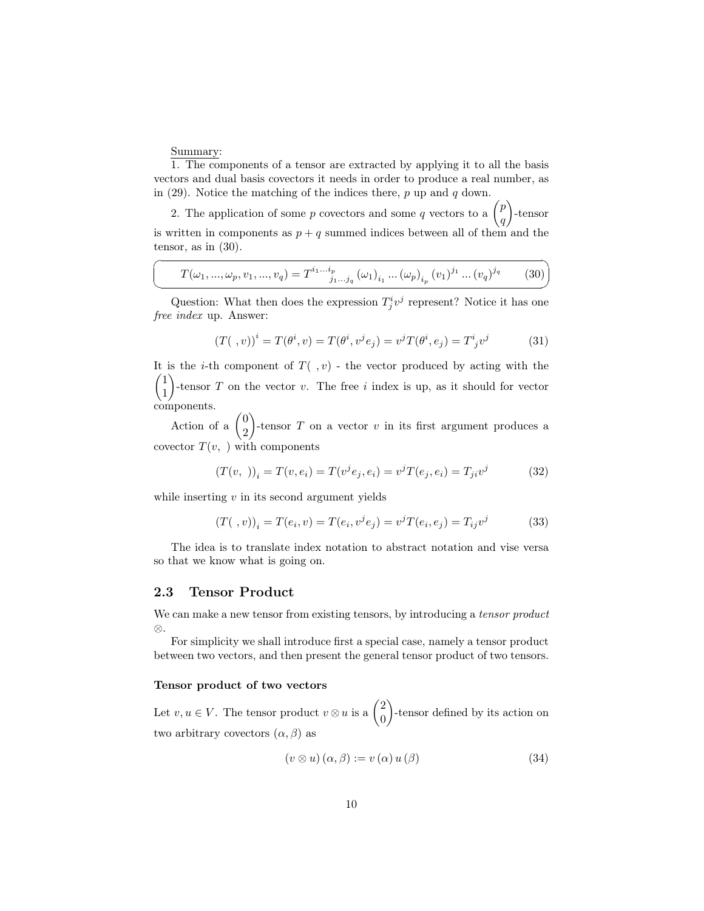Summary:

1. The components of a tensor are extracted by applying it to all the basis vectors and dual basis covectors it needs in order to produce a real number, as in (29). Notice the matching of the indices there, $p$ up and $q$ down.

2. The application of some $p$ covectors and some $q$ vectors to a $\binom{p}{q}$-tensor is written in components as $p+q$ summed indices between all of them and the tensor, as in (30).

$$T(\omega_1, ..., \omega_p, v_1, ..., v_q) = T^{i_1 ... i_p}{}_{j_1 ... j_q} (\omega_1)_{i_1} ... (\omega_p)_{i_p} (v_1)^{j_1} ... (v_q)^{j_q} \tag{30}$$

Question: What then does the expression $T^i_j v^j$ represent? Notice it has one *free index* up. Answer:

$$(T(\ ,v))^i = T(\theta^i, v) = T(\theta^i, v^j e_j) = v^j T(\theta^i, e_j) = T^i{}_j v^j \tag{31}$$

It is the $i$-th component of $T(\ ,v)$ - the vector produced by acting with the $\binom{1}{1}$-tensor $T$ on the vector $v$. The free $i$ index is up, as it should for vector components.

Action of a $\binom{0}{2}$-tensor $T$ on a vector $v$ in its first argument produces a covector $T(v,\ )$ with components

$$(T(v,\ ))_i = T(v, e_i) = T(v^j e_j, e_i) = v^j T(e_j, e_i) = T_{ji} v^j \tag{32}$$

while inserting $v$ in its second argument yields

$$(T(\ ,v))_i = T(e_i, v) = T(e_i, v^j e_j) = v^j T(e_i, e_j) = T_{ij} v^j \tag{33}$$

The idea is to translate index notation to abstract notation and vise versa so that we know what is going on.

## 2.3 Tensor Product

We can make a new tensor from existing tensors, by introducing a *tensor product* $\otimes$.

For simplicity we shall introduce first a special case, namely a tensor product between two vectors, and then present the general tensor product of two tensors.

#### Tensor product of two vectors

Let $v, u \in V$. The tensor product $v \otimes u$ is a $\binom{2}{0}$-tensor defined by its action on two arbitrary covectors $(\alpha, \beta)$ as

$$(v \otimes u)(\alpha, \beta) := v(\alpha)\, u(\beta) \tag{34}$$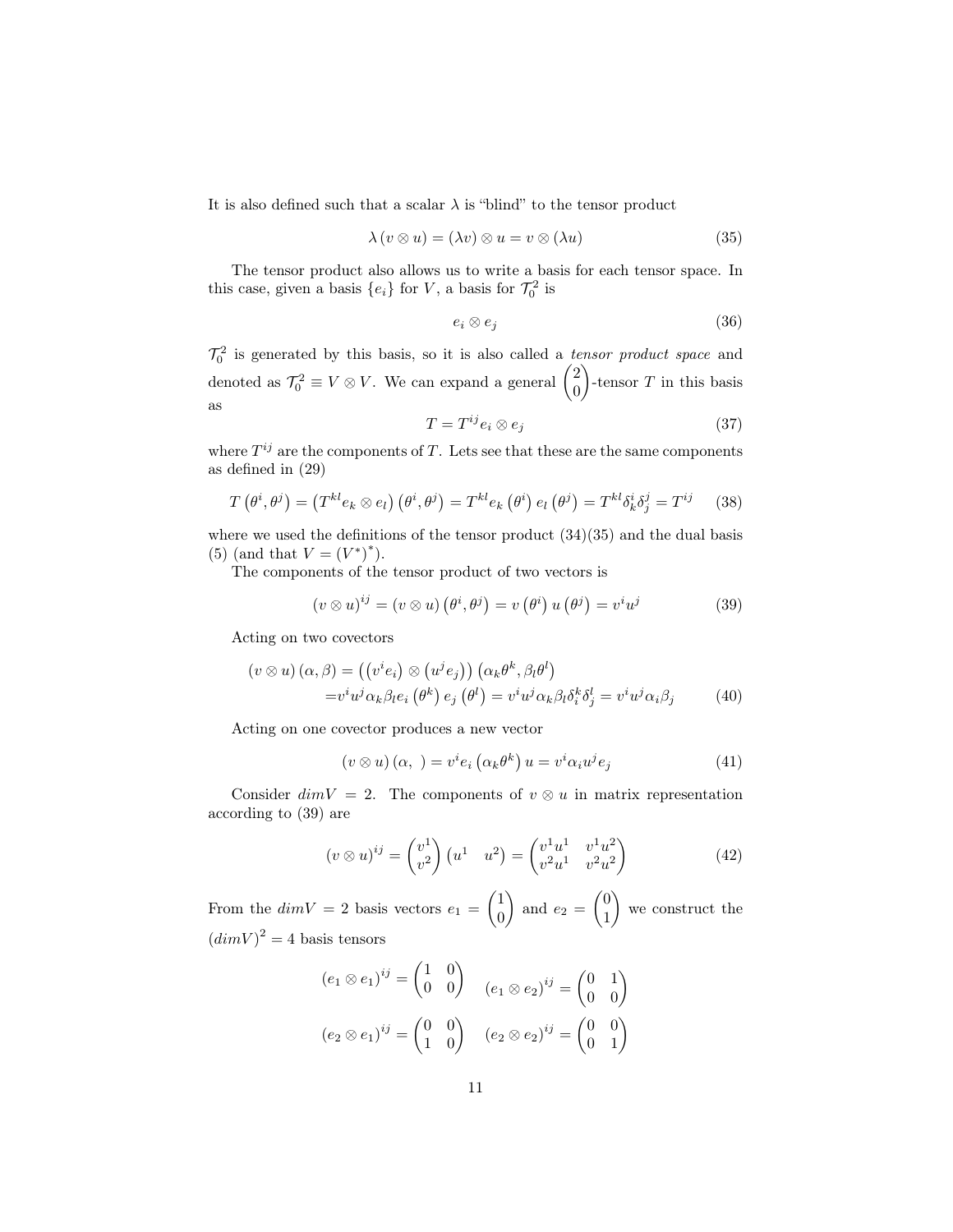It is also defined such that a scalar $\lambda$ is "blind" to the tensor product

$$\lambda \left( v \otimes u \right) = \left( \lambda v \right) \otimes u = v \otimes \left( \lambda u \right) \tag{35}$$

The tensor product also allows us to write a basis for each tensor space. In this case, given a basis $\{e_i\}$ for $V$, a basis for $\mathcal{T}_0^2$ is

$$e_i \otimes e_j \tag{36}$$

$\mathcal{T}_0^2$ is generated by this basis, so it is also called a *tensor product space* and denoted as $\mathcal{T}_0^2 \equiv V \otimes V$. We can expand a general $\begin{pmatrix} 2 \\ 0 \end{pmatrix}$-tensor $T$ in this basis as

$$T = T^{ij} e_i \otimes e_j \tag{37}$$

where $T^{ij}$ are the components of $T$. Lets see that these are the same components as defined in (29)

$$T \left( \theta^i, \theta^j \right) = \left( T^{kl} e_k \otimes e_l \right) \left( \theta^i, \theta^j \right) = T^{kl} e_k \left( \theta^i \right) e_l \left( \theta^j \right) = T^{kl} \delta_k^i \delta_j^j = T^{ij} \tag{38}$$

where we used the definitions of the tensor product (34)(35) and the dual basis (5) (and that $V = \left( V^* \right)^*$).

The components of the tensor product of two vectors is

$$\left( v \otimes u \right)^{ij} = \left( v \otimes u \right) \left( \theta^i, \theta^j \right) = v \left( \theta^i \right) u \left( \theta^j \right) = v^i u^j \tag{39}$$

Acting on two covectors

$$\begin{aligned} \left( v \otimes u \right) \left( \alpha, \beta \right) &= \left( \left( v^i e_i \right) \otimes \left( u^j e_j \right) \right) \left( \alpha_k \theta^k, \beta_l \theta^l \right) \\ &= v^i u^j \alpha_k \beta_l e_i \left( \theta^k \right) e_j \left( \theta^l \right) = v^i u^j \alpha_k \beta_l \delta_i^k \delta_j^l = v^i u^j \alpha_i \beta_j \end{aligned} \tag{40}$$

Acting on one covector produces a new vector

$$\left( v \otimes u \right) \left( \alpha, \ \right) = v^i e_i \left( \alpha_k \theta^k \right) u = v^i \alpha_i u^j e_j \tag{41}$$

Consider $dim V = 2$. The components of $v \otimes u$ in matrix representation according to (39) are

$$\left( v \otimes u \right)^{ij} = \begin{pmatrix} v^1 \\ v^2 \end{pmatrix} \begin{pmatrix} u^1 & u^2 \end{pmatrix} = \begin{pmatrix} v^1 u^1 & v^1 u^2 \\ v^2 u^1 & v^2 u^2 \end{pmatrix} \tag{42}$$

From the $dim V = 2$ basis vectors $e_1 = \begin{pmatrix} 1 \\ 0 \end{pmatrix}$ and $e_2 = \begin{pmatrix} 0 \\ 1 \end{pmatrix}$ we construct the $\left( dim V \right)^2 = 4$ basis tensors

$$\left( e_1 \otimes e_1 \right)^{ij} = \begin{pmatrix} 1 & 0 \\ 0 & 0 \end{pmatrix} \quad \left( e_1 \otimes e_2 \right)^{ij} = \begin{pmatrix} 0 & 1 \\ 0 & 0 \end{pmatrix}$$

$$\left( e_2 \otimes e_1 \right)^{ij} = \begin{pmatrix} 0 & 0 \\ 1 & 0 \end{pmatrix} \quad \left( e_2 \otimes e_2 \right)^{ij} = \begin{pmatrix} 0 & 0 \\ 0 & 1 \end{pmatrix}$$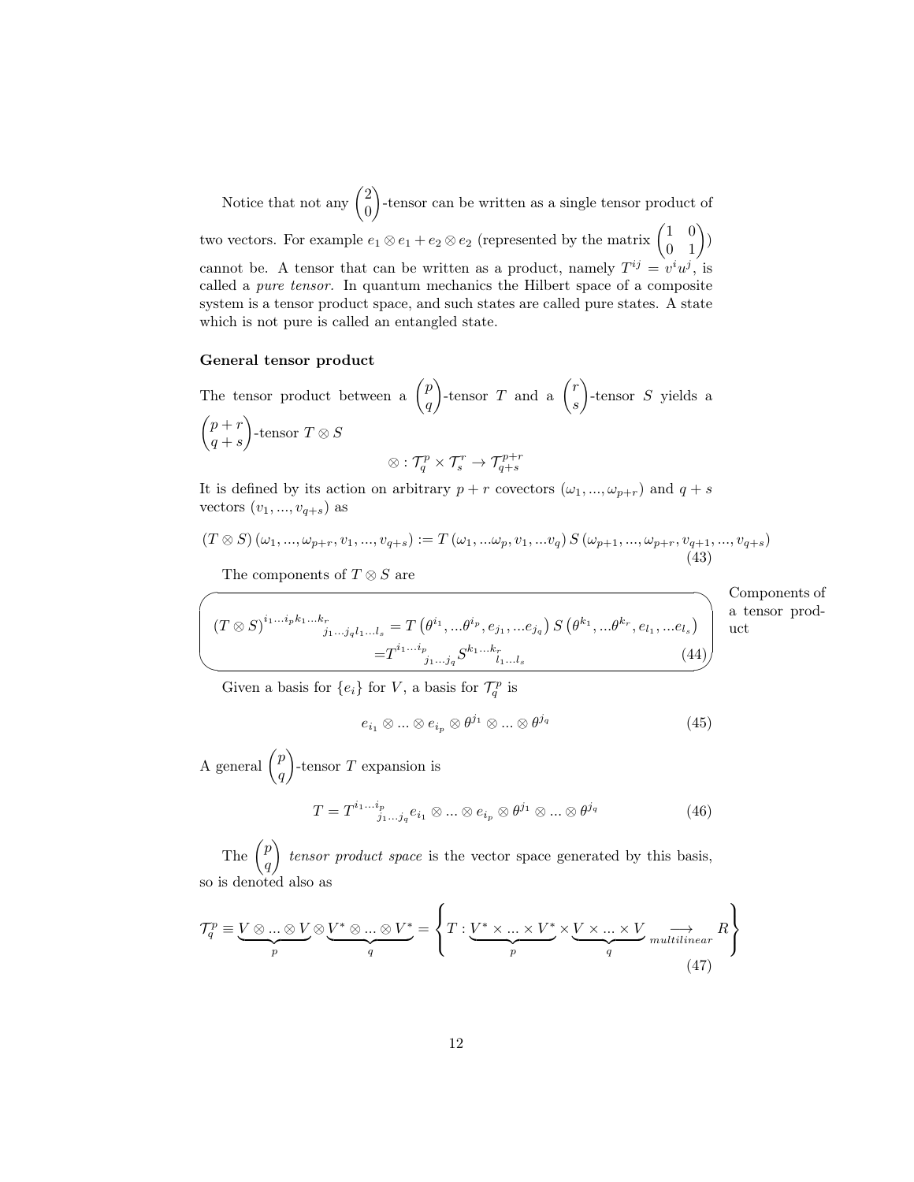Notice that not any $\begin{pmatrix} 2 \\ 0 \end{pmatrix}$-tensor can be written as a single tensor product of two vectors. For example $e_1 \otimes e_1 + e_2 \otimes e_2$ (represented by the matrix $\begin{pmatrix} 1 & 0 \\ 0 & 1 \end{pmatrix}$) cannot be. A tensor that can be written as a product, namely $T^{ij} = v^i w^j$, is called a *pure tensor*. In quantum mechanics the Hilbert space of a composite system is a tensor product space, and such states are called pure states. A state which is not pure is called an entangled state.

**General tensor product**

The tensor product between a $\begin{pmatrix} p \\ q \end{pmatrix}$-tensor $T$ and a $\begin{pmatrix} r \\ s \end{pmatrix}$-tensor $S$ yields a $\begin{pmatrix} p+r \\ q+s \end{pmatrix}$-tensor $T \otimes S$

$$\otimes : \mathcal{T}^p_q \times \mathcal{T}^r_s \to \mathcal{T}^{p+r}_{q+s}$$

It is defined by its action on arbitrary $p+r$ covectors $(\omega_1, ..., \omega_{p+r})$ and $q+s$ vectors $(v_1, ..., v_{q+s})$ as

$$(T \otimes S)(\omega_1, ..., \omega_{p+r}, v_1, ..., v_{q+s}) := T(\omega_1, ...\omega_p, v_1, ...v_q)\, S(\omega_{p+1}, ..., \omega_{p+r}, v_{q+1}, ..., v_{q+s}) \tag{43}$$

The components of $T \otimes S$ are

Components of a tensor product

$$\begin{aligned}(T \otimes S)^{i_1...i_p k_1...k_r}{}_{j_1...j_q l_1...l_s} &= T\left(\theta^{i_1}, ...\theta^{i_p}, e_{j_1}, ...e_{j_q}\right) S\left(\theta^{k_1}, ...\theta^{k_r}, e_{l_1}, ...e_{l_s}\right) \\ &= T^{i_1...i_p}{}_{j_1...j_q} S^{k_1...k_r}{}_{l_1...l_s}\end{aligned} \tag{44}$$

Given a basis for $\{e_i\}$ for $V$, a basis for $\mathcal{T}^p_q$ is

$$e_{i_1} \otimes ... \otimes e_{i_p} \otimes \theta^{j_1} \otimes ... \otimes \theta^{j_q} \tag{45}$$

A general $\begin{pmatrix} p \\ q \end{pmatrix}$-tensor $T$ expansion is

$$T = T^{i_1...i_p}{}_{j_1...j_q} e_{i_1} \otimes ... \otimes e_{i_p} \otimes \theta^{j_1} \otimes ... \otimes \theta^{j_q} \tag{46}$$

The $\begin{pmatrix} p \\ q \end{pmatrix}$ *tensor product space* is the vector space generated by this basis, so is denoted also as

$$\mathcal{T}^p_q \equiv \underbrace{V \otimes ... \otimes V}_{p} \otimes \underbrace{V^* \otimes ... \otimes V^*}_{q} = \left\{ T : \underbrace{V^* \times ... \times V^*}_{p} \times \underbrace{V \times ... \times V}_{q} \underset{multilinear}{\longrightarrow} R \right\} \tag{47}$$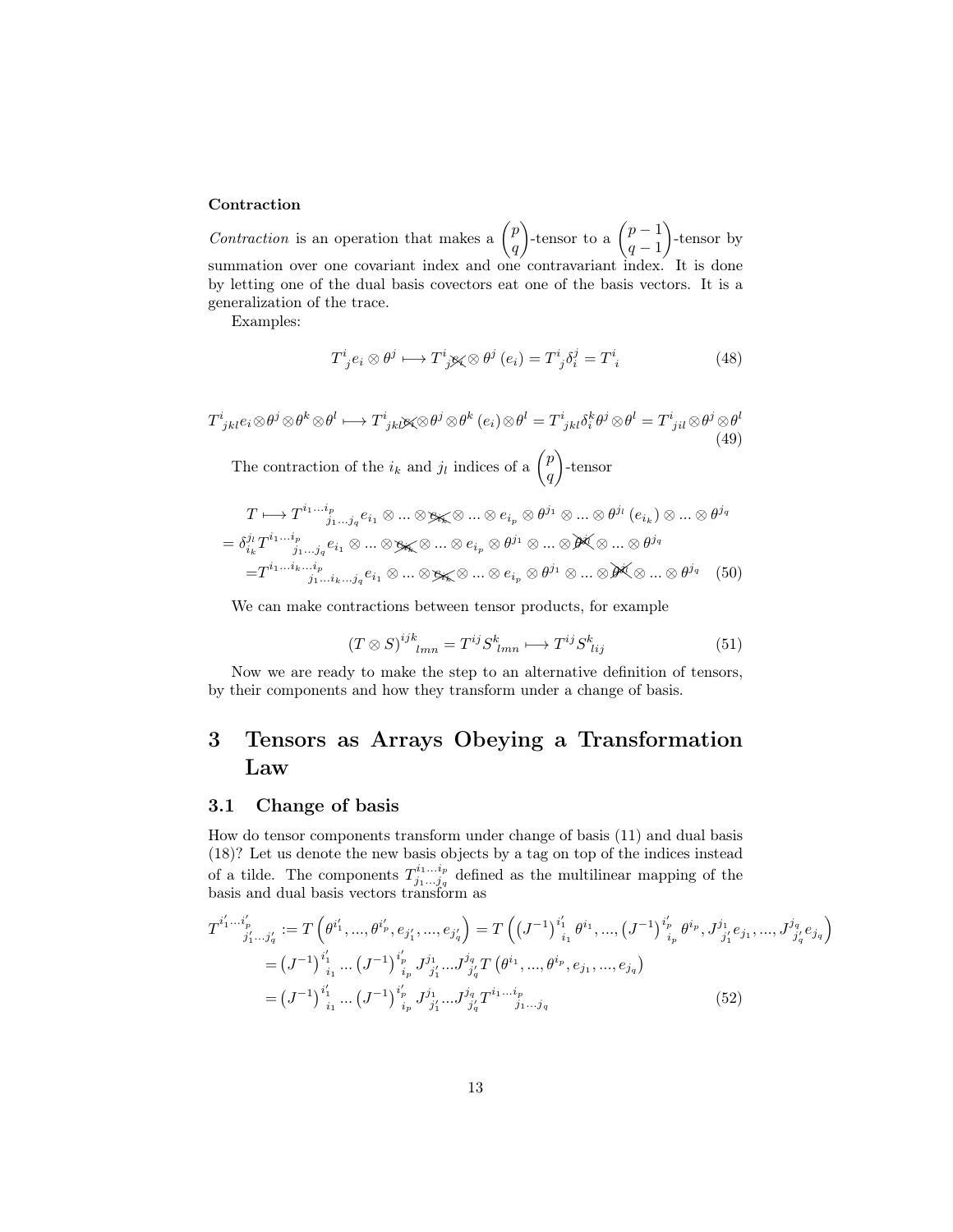**Contraction**

*Contraction* is an operation that makes a $\binom{p}{q}$-tensor to a $\binom{p-1}{q-1}$-tensor by summation over one covariant index and one contravariant index. It is done by letting one of the dual basis covectors eat one of the basis vectors. It is a generalization of the trace.

Examples:

$$T^i{}_j e_i \otimes \theta^j \longmapsto T^i{}_j \cancel{e_i} \otimes \theta^j \left(e_i\right) = T^i{}_j \delta^j_i = T^i{}_i \tag{48}$$

$$T^i{}_{jkl} e_i \otimes \theta^j \otimes \theta^k \otimes \theta^l \longmapsto T^i{}_{jkl} \cancel{e_i} \otimes \theta^j \otimes \theta^k \left(e_i\right) \otimes \theta^l = T^i{}_{jkl} \delta^k_i \theta^j \otimes \theta^l = T^i{}_{jil} \otimes \theta^j \otimes \theta^l \tag{49}$$

The contraction of the $i_k$ and $j_l$ indices of a $\binom{p}{q}$-tensor

$$\begin{aligned}
T &\longmapsto T^{i_1 \dots i_p}{}_{j_1 \dots j_q} e_{i_1} \otimes \dots \otimes \cancel{e_{i_k}} \otimes \dots \otimes e_{i_p} \otimes \theta^{j_1} \otimes \dots \otimes \theta^{j_l} \left(e_{i_k}\right) \otimes \dots \otimes \theta^{j_q} \\
&= \delta^{j_l}_{i_k} T^{i_1 \dots i_p}{}_{j_1 \dots j_q} e_{i_1} \otimes \dots \otimes \cancel{e_{i_k}} \otimes \dots \otimes e_{i_p} \otimes \theta^{j_1} \otimes \dots \otimes \cancel{\theta^{j_l}} \otimes \dots \otimes \theta^{j_q} \\
&= T^{i_1 \dots i_k \dots i_p}{}_{j_1 \dots i_k \dots j_q} e_{i_1} \otimes \dots \otimes \cancel{e_{i_k}} \otimes \dots \otimes e_{i_p} \otimes \theta^{j_1} \otimes \dots \otimes \cancel{\theta^{j_l}} \otimes \dots \otimes \theta^{j_q}
\end{aligned} \tag{50}$$

We can make contractions between tensor products, for example

$$\left(T \otimes S\right)^{ijk}{}_{lmn} = T^{ij} S^k{}_{lmn} \longmapsto T^{ij} S^k{}_{lij} \tag{51}$$

Now we are ready to make the step to an alternative definition of tensors, by their components and how they transform under a change of basis.

# 3 Tensors as Arrays Obeying a Transformation Law

## 3.1 Change of basis

How do tensor components transform under change of basis (11) and dual basis (18)? Let us denote the new basis objects by a tag on top of the indices instead of a tilde. The components $T^{i_1 \dots i_p}_{j_1 \dots j_q}$ defined as the multilinear mapping of the basis and dual basis vectors transform as

$$\begin{aligned}
T^{i'_1 \dots i'_p}{}_{j'_1 \dots j'_q} &:= T\left(\theta^{i'_1}, \dots, \theta^{i'_p}, e_{j'_1}, \dots, e_{j'_q}\right) = T\left(\left(J^{-1}\right)^{i'_1}{}_{i_1} \theta^{i_1}, \dots, \left(J^{-1}\right)^{i'_p}{}_{i_p} \theta^{i_p}, J^{j_1}{}_{j'_1} e_{j_1}, \dots, J^{j_q}{}_{j'_q} e_{j_q}\right) \\
&= \left(J^{-1}\right)^{i'_1}{}_{i_1} \dots \left(J^{-1}\right)^{i'_p}{}_{i_p} J^{j_1}{}_{j'_1} \dots J^{j_q}{}_{j'_q} T\left(\theta^{i_1}, \dots, \theta^{i_p}, e_{j_1}, \dots, e_{j_q}\right) \\
&= \left(J^{-1}\right)^{i'_1}{}_{i_1} \dots \left(J^{-1}\right)^{i'_p}{}_{i_p} J^{j_1}{}_{j'_1} \dots J^{j_q}{}_{j'_q} T^{i_1 \dots i_p}{}_{j_1 \dots j_q}
\end{aligned} \tag{52}$$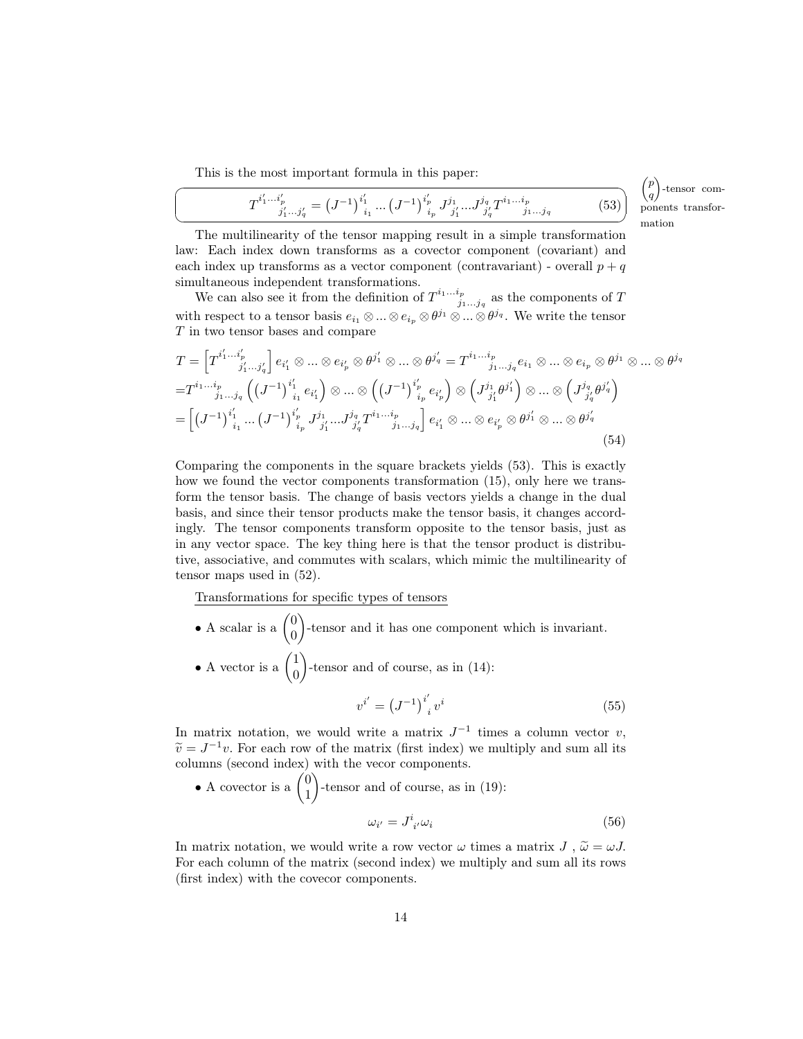This is the most important formula in this paper:

$$T^{i'_1...i'_p}{}_{j'_1...j'_q} = \left(J^{-1}\right)^{i'_1}{}_{i_1} ... \left(J^{-1}\right)^{i'_p}{}_{i_p} J^{j_1}{}_{j'_1} ... J^{j_q}{}_{j'_q} T^{i_1...i_p}{}_{j_1...j_q} \tag{53}$$

$\binom{p}{q}$-tensor components transformation

The multilinearity of the tensor mapping result in a simple transformation law: Each index down transforms as a covector component (covariant) and each index up transforms as a vector component (contravariant) - overall $p+q$ simultaneous independent transformations.

We can also see it from the definition of $T^{i_1...i_p}{}_{j_1...j_q}$ as the components of $T$ with respect to a tensor basis $e_{i_1} \otimes ... \otimes e_{i_p} \otimes \theta^{j_1} \otimes ... \otimes \theta^{j_q}$. We write the tensor $T$ in two tensor bases and compare

$$\begin{aligned}
T &= \left[T^{i'_1...i'_p}{}_{j'_1...j'_q}\right] e_{i'_1} \otimes ... \otimes e_{i'_p} \otimes \theta^{j'_1} \otimes ... \otimes \theta^{j'_q} = T^{i_1...i_p}{}_{j_1...j_q} e_{i_1} \otimes ... \otimes e_{i_p} \otimes \theta^{j_1} \otimes ... \otimes \theta^{j_q} \\
&= T^{i_1...i_p}{}_{j_1...j_q} \left(\left(J^{-1}\right)^{i'_1}{}_{i_1} e_{i'_1}\right) \otimes ... \otimes \left(\left(J^{-1}\right)^{i'_p}{}_{i_p} e_{i'_p}\right) \otimes \left(J^{j_1}{}_{j'_1} \theta^{j'_1}\right) \otimes ... \otimes \left(J^{j_q}{}_{j'_q} \theta^{j'_q}\right) \\
&= \left[\left(J^{-1}\right)^{i'_1}{}_{i_1} ... \left(J^{-1}\right)^{i'_p}{}_{i_p} J^{j_1}{}_{j'_1} ... J^{j_q}{}_{j'_q} T^{i_1...i_p}{}_{j_1...j_q}\right] e_{i'_1} \otimes ... \otimes e_{i'_p} \otimes \theta^{j'_1} \otimes ... \otimes \theta^{j'_q}
\end{aligned} \tag{54}$$

Comparing the components in the square brackets yields (53). This is exactly how we found the vector components transformation (15), only here we transform the tensor basis. The change of basis vectors yields a change in the dual basis, and since their tensor products make the tensor basis, it changes accordingly. The tensor components transform opposite to the tensor basis, just as in any vector space. The key thing here is that the tensor product is distributive, associative, and commutes with scalars, which mimic the multilinearity of tensor maps used in (52).

Transformations for specific types of tensors

- A scalar is a $\binom{0}{0}$-tensor and it has one component which is invariant.
- A vector is a $\binom{1}{0}$-tensor and of course, as in (14):

$$v^{i'} = \left(J^{-1}\right)^{i'}{}_{i} v^i \tag{55}$$

In matrix notation, we would write a matrix $J^{-1}$ times a column vector $v$, $\widetilde{v} = J^{-1}v$. For each row of the matrix (first index) we multiply and sum all its columns (second index) with the vecor components.

- A covector is a $\binom{0}{1}$-tensor and of course, as in (19):

$$\omega_{i'} = J^{i}{}_{i'} \omega_i \tag{56}$$

In matrix notation, we would write a row vector $\omega$ times a matrix $J$ , $\widetilde{\omega} = \omega J$. For each column of the matrix (second index) we multiply and sum all its rows (first index) with the covecor components.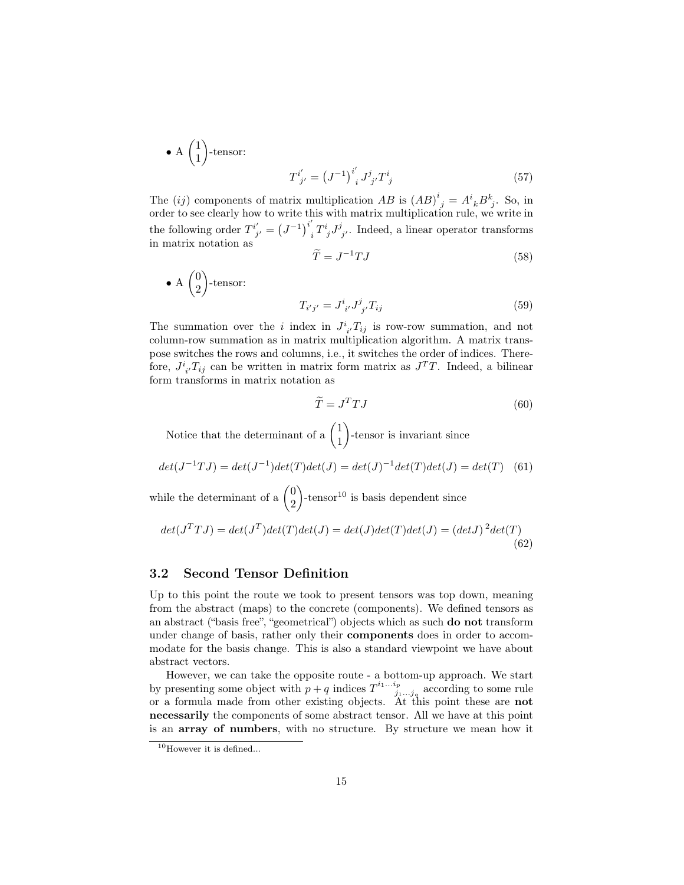- A $\begin{pmatrix} 1 \\ 1 \end{pmatrix}$-tensor:

$$T^{i'}_{\ j'} = \left(J^{-1}\right)^{i'}_{\ i} J^{j}_{\ j'} T^{i}_{\ j} \tag{57}$$

The $(ij)$ components of matrix multiplication $AB$ is $(AB)^{i}_{\ j} = A^{i}_{\ k} B^{k}_{\ j}$. So, in order to see clearly how to write this with matrix multiplication rule, we write in the following order $T^{i'}_{\ j'} = \left(J^{-1}\right)^{i'}_{\ i} T^{i}_{\ j} J^{j}_{\ j'}$. Indeed, a linear operator transforms in matrix notation as

$$\widetilde{T} = J^{-1} T J \tag{58}$$

- A $\begin{pmatrix} 0 \\ 2 \end{pmatrix}$-tensor:

$$T_{i'j'} = J^{i}_{\ i'} J^{j}_{\ j'} T_{ij} \tag{59}$$

The summation over the $i$ index in $J^{i}_{\ i'} T_{ij}$ is row-row summation, and not column-row summation as in matrix multiplication algorithm. A matrix transpose switches the rows and columns, i.e., it switches the order of indices. Therefore, $J^{i}_{\ i'} T_{ij}$ can be written in matrix form matrix as $J^T T$. Indeed, a bilinear form transforms in matrix notation as

$$\widetilde{T} = J^T T J \tag{60}$$

Notice that the determinant of a $\begin{pmatrix} 1 \\ 1 \end{pmatrix}$-tensor is invariant since

$$det(J^{-1}TJ) = det(J^{-1})det(T)det(J) = det(J)^{-1}det(T)det(J) = det(T) \tag{61}$$

while the determinant of a $\begin{pmatrix} 0 \\ 2 \end{pmatrix}$-tensor[10] is basis dependent since

$$det(J^T TJ) = det(J^T)det(T)det(J) = det(J)det(T)det(J) = (detJ)^2 det(T) \tag{62}$$

### 3.2 Second Tensor Definition

Up to this point the route we took to present tensors was top down, meaning from the abstract (maps) to the concrete (components). We defined tensors as an abstract ("basis free", "geometrical") objects which as such **do not** transform under change of basis, rather only their **components** does in order to accommodate for the basis change. This is also a standard viewpoint we have about abstract vectors.

However, we can take the opposite route - a bottom-up approach. We start by presenting some object with $p+q$ indices $T^{i_1 \ldots i_p}_{\qquad j_1 \ldots j_q}$ according to some rule or a formula made from other existing objects. At this point these are **not necessarily** the components of some abstract tensor. All we have at this point is an **array of numbers**, with no structure. By structure we mean how it

[10] However it is defined...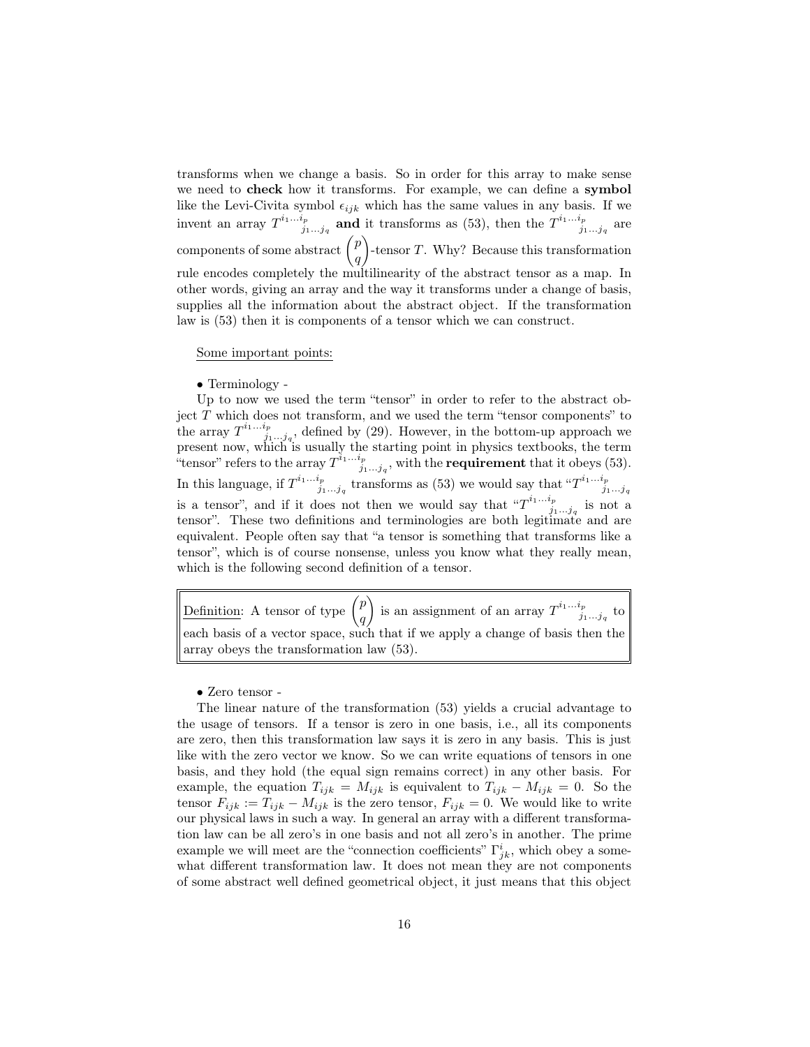transforms when we change a basis. So in order for this array to make sense we need to **check** how it transforms. For example, we can define a **symbol** like the Levi-Civita symbol $\epsilon_{ijk}$ which has the same values in any basis. If we invent an array $T^{i_1\dots i_p}{}_{j_1\dots j_q}$ **and** it transforms as (53), then the $T^{i_1\dots i_p}{}_{j_1\dots j_q}$ are components of some abstract $\binom{p}{q}$-tensor $T$. Why? Because this transformation rule encodes completely the multilinearity of the abstract tensor as a map. In other words, giving an array and the way it transforms under a change of basis, supplies all the information about the abstract object. If the transformation law is (53) then it is components of a tensor which we can construct.

Some important points:

• Terminology -

Up to now we used the term "tensor" in order to refer to the abstract object $T$ which does not transform, and we used the term "tensor components" to the array $T^{i_1\dots i_p}{}_{j_1\dots j_q}$, defined by (29). However, in the bottom-up approach we present now, which is usually the starting point in physics textbooks, the term "tensor" refers to the array $T^{i_1\dots i_p}{}_{j_1\dots j_q}$, with the **requirement** that it obeys (53). In this language, if $T^{i_1\dots i_p}{}_{j_1\dots j_q}$ transforms as (53) we would say that "$T^{i_1\dots i_p}{}_{j_1\dots j_q}$ is a tensor", and if it does not then we would say that "$T^{i_1\dots i_p}{}_{j_1\dots j_q}$ is not a tensor". These two definitions and terminologies are both legitimate and are equivalent. People often say that "a tensor is something that transforms like a tensor", which is of course nonsense, unless you know what they really mean, which is the following second definition of a tensor.

> Definition: A tensor of type $\binom{p}{q}$ is an assignment of an array $T^{i_1\dots i_p}{}_{j_1\dots j_q}$ to each basis of a vector space, such that if we apply a change of basis then the array obeys the transformation law (53).

• Zero tensor -

The linear nature of the transformation (53) yields a crucial advantage to the usage of tensors. If a tensor is zero in one basis, i.e., all its components are zero, then this transformation law says it is zero in any basis. This is just like with the zero vector we know. So we can write equations of tensors in one basis, and they hold (the equal sign remains correct) in any other basis. For example, the equation $T_{ijk} = M_{ijk}$ is equivalent to $T_{ijk} - M_{ijk} = 0$. So the tensor $F_{ijk} := T_{ijk} - M_{ijk}$ is the zero tensor, $F_{ijk} = 0$. We would like to write our physical laws in such a way. In general an array with a different transformation law can be all zero's in one basis and not all zero's in another. The prime example we will meet are the "connection coefficients" $\Gamma^i_{jk}$, which obey a somewhat different transformation law. It does not mean they are not components of some abstract well defined geometrical object, it just means that this object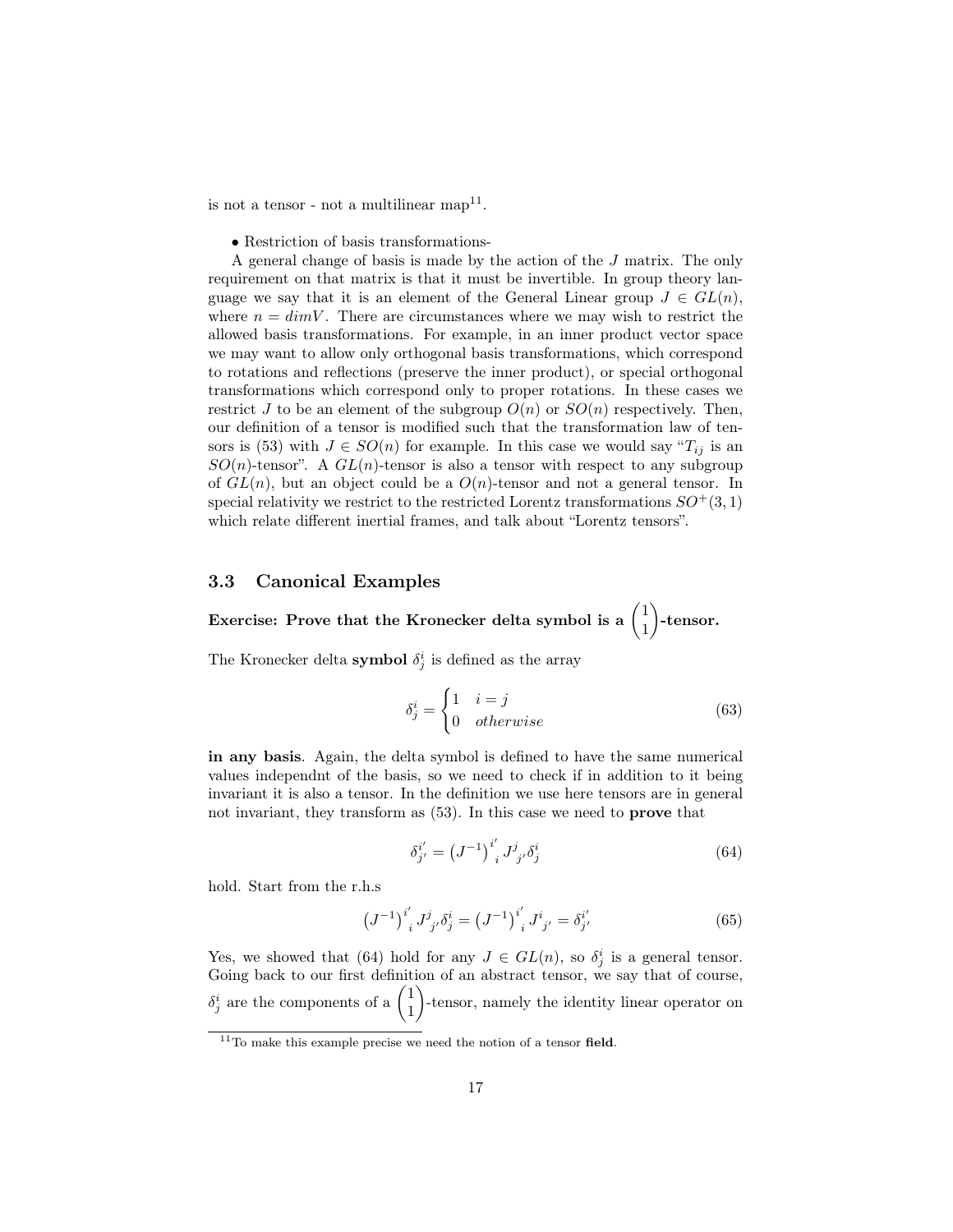is not a tensor - not a multilinear map[11].

- Restriction of basis transformations-

A general change of basis is made by the action of the $J$ matrix. The only requirement on that matrix is that it must be invertible. In group theory language we say that it is an element of the General Linear group $J \in GL(n)$, where $n = dimV$. There are circumstances where we may wish to restrict the allowed basis transformations. For example, in an inner product vector space we may want to allow only orthogonal basis transformations, which correspond to rotations and reflections (preserve the inner product), or special orthogonal transformations which correspond only to proper rotations. In these cases we restrict $J$ to be an element of the subgroup $O(n)$ or $SO(n)$ respectively. Then, our definition of a tensor is modified such that the transformation law of tensors is (53) with $J \in SO(n)$ for example. In this case we would say "$T_{ij}$ is an $SO(n)$-tensor". A $GL(n)$-tensor is also a tensor with respect to any subgroup of $GL(n)$, but an object could be a $O(n)$-tensor and not a general tensor. In special relativity we restrict to the restricted Lorentz transformations $SO^+(3,1)$ which relate different inertial frames, and talk about "Lorentz tensors".

## 3.3 Canonical Examples

**Exercise: Prove that the Kronecker delta symbol is a $\binom{1}{1}$-tensor.**

The Kronecker delta **symbol** $\delta^i_j$ is defined as the array

$$\delta^i_j = \begin{cases} 1 & i = j \\ 0 & otherwise \end{cases} \tag{63}$$

**in any basis**. Again, the delta symbol is defined to have the same numerical values independnt of the basis, so we need to check if in addition to it being invariant it is also a tensor. In the definition we use here tensors are in general not invariant, they transform as (53). In this case we need to **prove** that

$$\delta^{i'}_{j'} = \left(J^{-1}\right)^{i'}{}_{i} J^{j}{}_{j'} \delta^i_j \tag{64}$$

hold. Start from the r.h.s

$$\left(J^{-1}\right)^{i'}{}_{i} J^{j}{}_{j'} \delta^i_j = \left(J^{-1}\right)^{i'}{}_{i} J^{i}{}_{j'} = \delta^{i'}_{j'} \tag{65}$$

Yes, we showed that (64) hold for any $J \in GL(n)$, so $\delta^i_j$ is a general tensor. Going back to our first definition of an abstract tensor, we say that of course, $\delta^i_j$ are the components of a $\binom{1}{1}$-tensor, namely the identity linear operator on

[11] To make this example precise we need the notion of a tensor **field**.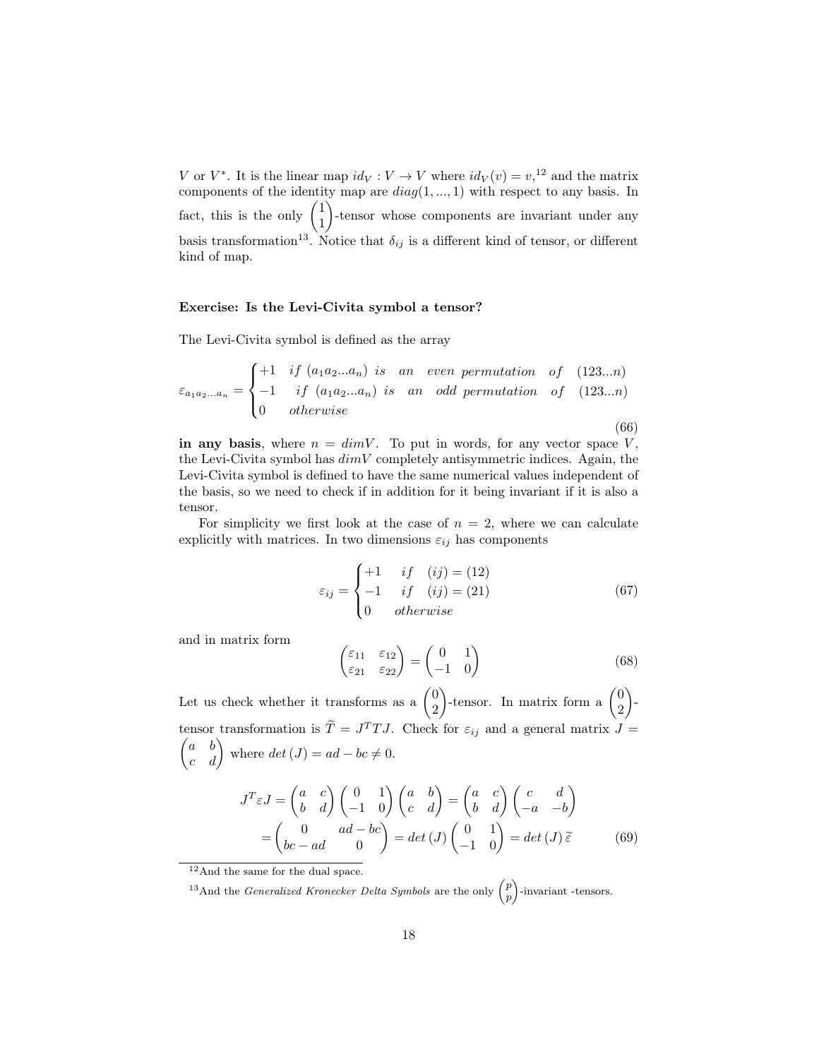$V$ or $V^*$. It is the linear map $id_V : V \to V$ where $id_V(v) = v$,[12] and the matrix components of the identity map are $diag(1, ..., 1)$ with respect to any basis. In fact, this is the only $\begin{pmatrix}1\\1\end{pmatrix}$-tensor whose components are invariant under any basis transformation[13]. Notice that $\delta_{ij}$ is a different kind of tensor, or different kind of map.

**Exercise: Is the Levi-Civita symbol a tensor?**

The Levi-Civita symbol is defined as the array

$$\varepsilon_{a_1 a_2 ... a_n} = \begin{cases} +1 & if \ (a_1 a_2 ... a_n) \ is \quad an \quad even \ permutation \quad of \quad (123...n) \\ -1 & if \ (a_1 a_2 ... a_n) \ is \quad an \quad odd \ permutation \quad of \quad (123...n) \\ 0 & otherwise \end{cases} \tag{66}$$

**in any basis**, where $n = dimV$. To put in words, for any vector space $V$, the Levi-Civita symbol has $dimV$ completely antisymmetric indices. Again, the Levi-Civita symbol is defined to have the same numerical values independent of the basis, so we need to check if in addition for it being invariant if it is also a tensor.

For simplicity we first look at the case of $n = 2$, where we can calculate explicitly with matrices. In two dimensions $\varepsilon_{ij}$ has components

$$\varepsilon_{ij} = \begin{cases} +1 & if \quad (ij) = (12) \\ -1 & if \quad (ij) = (21) \\ 0 & otherwise \end{cases} \tag{67}$$

and in matrix form

$$\begin{pmatrix} \varepsilon_{11} & \varepsilon_{12} \\ \varepsilon_{21} & \varepsilon_{22} \end{pmatrix} = \begin{pmatrix} 0 & 1 \\ -1 & 0 \end{pmatrix} \tag{68}$$

Let us check whether it transforms as a $\begin{pmatrix}0\\2\end{pmatrix}$-tensor. In matrix form a $\begin{pmatrix}0\\2\end{pmatrix}$-tensor transformation is $\widetilde{T} = J^T T J$. Check for $\varepsilon_{ij}$ and a general matrix $J = \begin{pmatrix} a & b \\ c & d \end{pmatrix}$ where $det\,(J) = ad - bc \neq 0$.

$$\begin{aligned} J^T \varepsilon J &= \begin{pmatrix} a & c \\ b & d \end{pmatrix} \begin{pmatrix} 0 & 1 \\ -1 & 0 \end{pmatrix} \begin{pmatrix} a & b \\ c & d \end{pmatrix} = \begin{pmatrix} a & c \\ b & d \end{pmatrix} \begin{pmatrix} c & d \\ -a & -b \end{pmatrix} \\ &= \begin{pmatrix} 0 & ad - bc \\ bc - ad & 0 \end{pmatrix} = det\,(J) \begin{pmatrix} 0 & 1 \\ -1 & 0 \end{pmatrix} = det\,(J)\, \widetilde{\varepsilon} \end{aligned} \tag{69}$$

---

[12] And the same for the dual space.

[13] And the *Generalized Kronecker Delta Symbols* are the only $\begin{pmatrix}p\\p\end{pmatrix}$-invariant -tensors.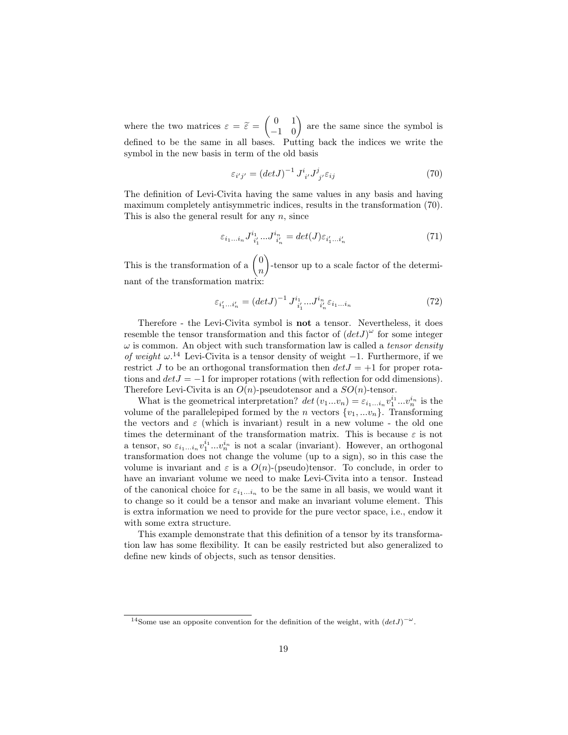where the two matrices $\varepsilon = \widetilde{\varepsilon} = \begin{pmatrix} 0 & 1 \\ -1 & 0 \end{pmatrix}$ are the same since the symbol is defined to be the same in all bases. Putting back the indices we write the symbol in the new basis in term of the old basis

$$\varepsilon_{i'j'} = (detJ)^{-1} J^{i}{}_{i'} J^{j}{}_{j'} \varepsilon_{ij} \tag{70}$$

The definition of Levi-Civita having the same values in any basis and having maximum completely antisymmetric indices, results in the transformation (70). This is also the general result for any $n$, since

$$\varepsilon_{i_1...i_n} J^{i_1}_{\;i'_1} ... J^{i_n}_{\;i'_n} = det(J) \varepsilon_{i'_1...i'_n} \tag{71}$$

This is the transformation of a $\begin{pmatrix} 0 \\ n \end{pmatrix}$-tensor up to a scale factor of the determinant of the transformation matrix:

$$\varepsilon_{i'_1...i'_n} = (detJ)^{-1} J^{i_1}_{\;i'_1} ... J^{i_n}_{\;i'_n} \varepsilon_{i_1...i_n} \tag{72}$$

Therefore - the Levi-Civita symbol is **not** a tensor. Nevertheless, it does resemble the tensor transformation and this factor of $(detJ)^{\omega}$ for some integer $\omega$ is common. An object with such transformation law is called a *tensor density of weight* $\omega$.[14] Levi-Civita is a tensor density of weight $-1$. Furthermore, if we restrict $J$ to be an orthogonal transformation then $detJ = +1$ for proper rotations and $detJ = -1$ for improper rotations (with reflection for odd dimensions). Therefore Levi-Civita is an $O(n)$-pseudotensor and a $SO(n)$-tensor.

What is the geometrical interpretation? $det(v_1...v_n) = \varepsilon_{i_1...i_n} v_1^{i_1} ... v_n^{i_n}$ is the volume of the parallelepiped formed by the $n$ vectors $\{v_1, ... v_n\}$. Transforming the vectors and $\varepsilon$ (which is invariant) result in a new volume - the old one times the determinant of the transformation matrix. This is because $\varepsilon$ is not a tensor, so $\varepsilon_{i_1...i_n} v_1^{i_1} ... v_n^{i_n}$ is not a scalar (invariant). However, an orthogonal transformation does not change the volume (up to a sign), so in this case the volume is invariant and $\varepsilon$ is a $O(n)$-(pseudo)tensor. To conclude, in order to have an invariant volume we need to make Levi-Civita into a tensor. Instead of the canonical choice for $\varepsilon_{i_1...i_n}$ to be the same in all basis, we would want it to change so it could be a tensor and make an invariant volume element. This is extra information we need to provide for the pure vector space, i.e., endow it with some extra structure.

This example demonstrate that this definition of a tensor by its transformation law has some flexibility. It can be easily restricted but also generalized to define new kinds of objects, such as tensor densities.

[14] Some use an opposite convention for the definition of the weight, with $(detJ)^{-\omega}$.